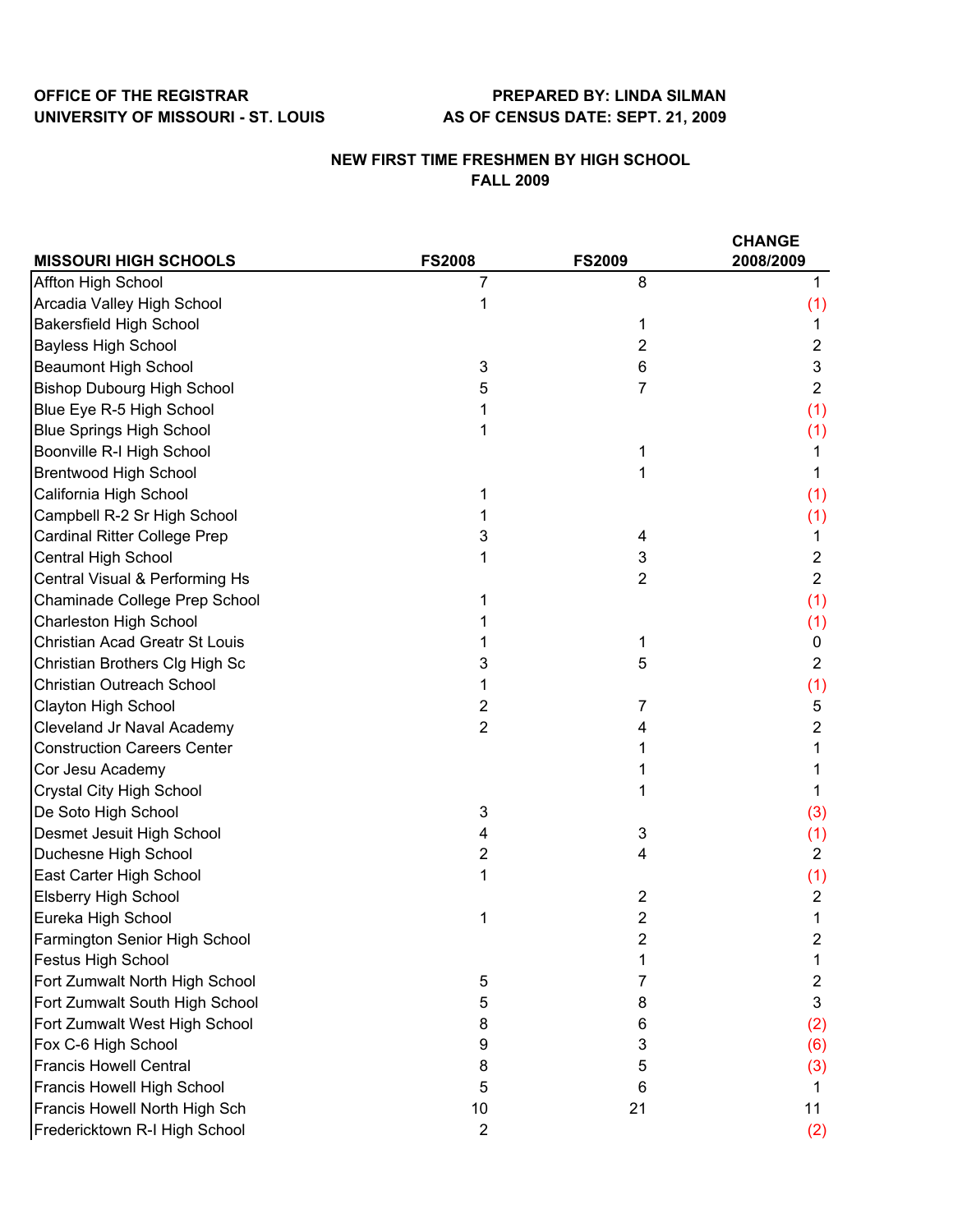**OFFICE OF THE REGISTRAR**
**UNIVERSITY OF MISSOURI - ST. LOUIS**

**PREPARED BY: LINDA SILMAN**
**AS OF CENSUS DATE: SEPT. 21, 2009**

## NEW FIRST TIME FRESHMEN BY HIGH SCHOOL
## FALL 2009

| MISSOURI HIGH SCHOOLS | FS2008 | FS2009 | CHANGE 2008/2009 |
|---|---|---|---|
| Affton High School | 7 | 8 | 1 |
| Arcadia Valley High School | 1 | | (1) |
| Bakersfield High School | | 1 | 1 |
| Bayless High School | | 2 | 2 |
| Beaumont High School | 3 | 6 | 3 |
| Bishop Dubourg High School | 5 | 7 | 2 |
| Blue Eye R-5 High School | 1 | | (1) |
| Blue Springs High School | 1 | | (1) |
| Boonville R-I High School | | 1 | 1 |
| Brentwood High School | | 1 | 1 |
| California High School | 1 | | (1) |
| Campbell R-2 Sr High School | 1 | | (1) |
| Cardinal Ritter College Prep | 3 | 4 | 1 |
| Central High School | 1 | 3 | 2 |
| Central Visual & Performing Hs | | 2 | 2 |
| Chaminade College Prep School | 1 | | (1) |
| Charleston High School | 1 | | (1) |
| Christian Acad Greatr St Louis | 1 | 1 | 0 |
| Christian Brothers Clg High Sc | 3 | 5 | 2 |
| Christian Outreach School | 1 | | (1) |
| Clayton High School | 2 | 7 | 5 |
| Cleveland Jr Naval Academy | 2 | 4 | 2 |
| Construction Careers Center | | 1 | 1 |
| Cor Jesu Academy | | 1 | 1 |
| Crystal City High School | | 1 | 1 |
| De Soto High School | 3 | | (3) |
| Desmet Jesuit High School | 4 | 3 | (1) |
| Duchesne High School | 2 | 4 | 2 |
| East Carter High School | 1 | | (1) |
| Elsberry High School | | 2 | 2 |
| Eureka High School | 1 | 2 | 1 |
| Farmington Senior High School | | 2 | 2 |
| Festus High School | | 1 | 1 |
| Fort Zumwalt North High School | 5 | 7 | 2 |
| Fort Zumwalt South High School | 5 | 8 | 3 |
| Fort Zumwalt West High School | 8 | 6 | (2) |
| Fox C-6 High School | 9 | 3 | (6) |
| Francis Howell Central | 8 | 5 | (3) |
| Francis Howell High School | 5 | 6 | 1 |
| Francis Howell North High Sch | 10 | 21 | 11 |
| Fredericktown R-I High School | 2 | | (2) |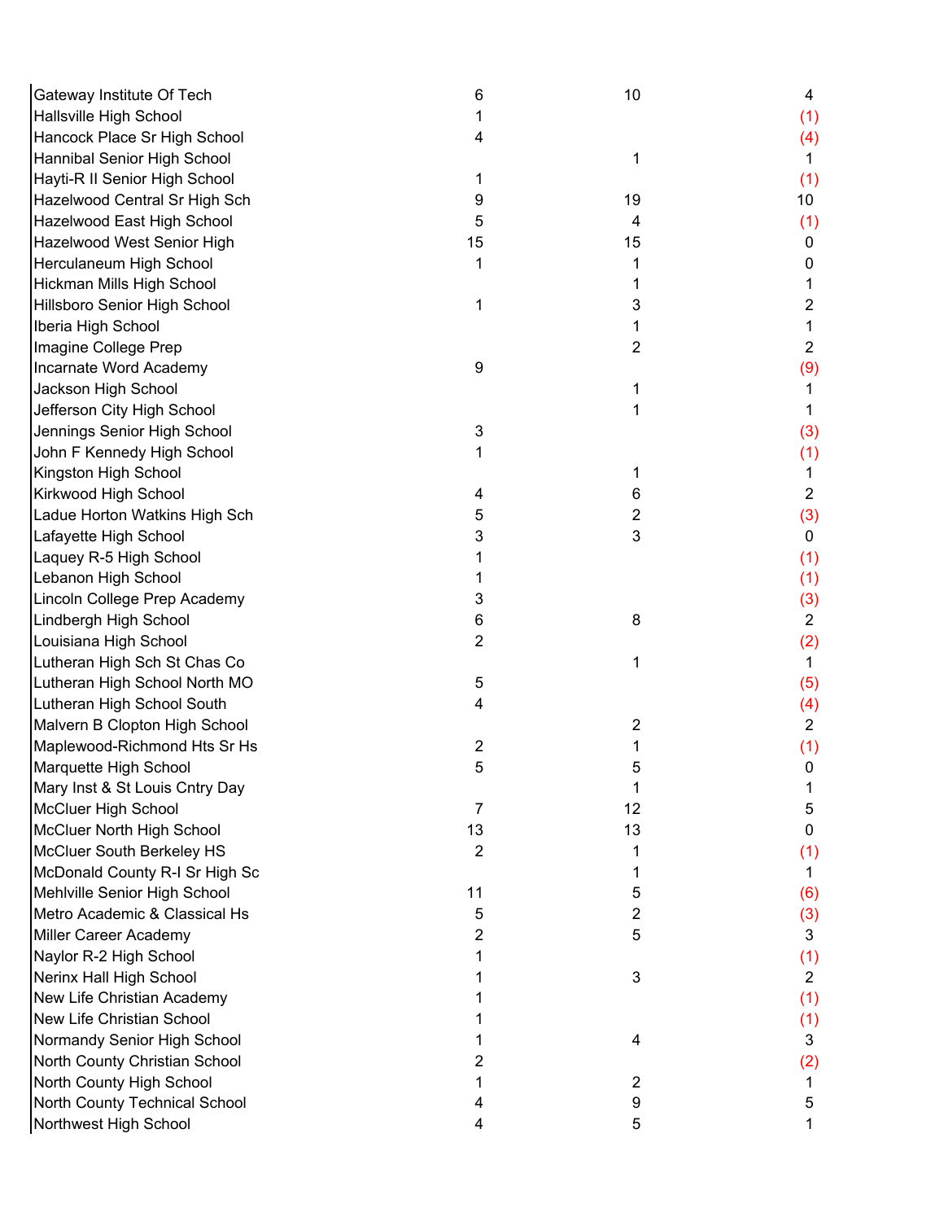| | | | |
|---|---|---|---|
| Gateway Institute Of Tech | 6 | 10 | 4 |
| Hallsville High School | 1 | | (1) |
| Hancock Place Sr High School | 4 | | (4) |
| Hannibal Senior High School | | 1 | 1 |
| Hayti-R II Senior High School | 1 | | (1) |
| Hazelwood Central Sr High Sch | 9 | 19 | 10 |
| Hazelwood East High School | 5 | 4 | (1) |
| Hazelwood West Senior High | 15 | 15 | 0 |
| Herculaneum High School | 1 | 1 | 0 |
| Hickman Mills High School | | 1 | 1 |
| Hillsboro Senior High School | 1 | 3 | 2 |
| Iberia High School | | 1 | 1 |
| Imagine College Prep | | 2 | 2 |
| Incarnate Word Academy | 9 | | (9) |
| Jackson High School | | 1 | 1 |
| Jefferson City High School | | 1 | 1 |
| Jennings Senior High School | 3 | | (3) |
| John F Kennedy High School | 1 | | (1) |
| Kingston High School | | 1 | 1 |
| Kirkwood High School | 4 | 6 | 2 |
| Ladue Horton Watkins High Sch | 5 | 2 | (3) |
| Lafayette High School | 3 | 3 | 0 |
| Laquey R-5 High School | 1 | | (1) |
| Lebanon High School | 1 | | (1) |
| Lincoln College Prep Academy | 3 | | (3) |
| Lindbergh High School | 6 | 8 | 2 |
| Louisiana High School | 2 | | (2) |
| Lutheran High Sch St Chas Co | | 1 | 1 |
| Lutheran High School North MO | 5 | | (5) |
| Lutheran High School South | 4 | | (4) |
| Malvern B Clopton High School | | 2 | 2 |
| Maplewood-Richmond Hts Sr Hs | 2 | 1 | (1) |
| Marquette High School | 5 | 5 | 0 |
| Mary Inst & St Louis Cntry Day | | 1 | 1 |
| McCluer High School | 7 | 12 | 5 |
| McCluer North High School | 13 | 13 | 0 |
| McCluer South Berkeley HS | 2 | 1 | (1) |
| McDonald County R-I Sr High Sc | | 1 | 1 |
| Mehlville Senior High School | 11 | 5 | (6) |
| Metro Academic & Classical Hs | 5 | 2 | (3) |
| Miller Career Academy | 2 | 5 | 3 |
| Naylor R-2 High School | 1 | | (1) |
| Nerinx Hall High School | 1 | 3 | 2 |
| New Life Christian Academy | 1 | | (1) |
| New Life Christian School | 1 | | (1) |
| Normandy Senior High School | 1 | 4 | 3 |
| North County Christian School | 2 | | (2) |
| North County High School | 1 | 2 | 1 |
| North County Technical School | 4 | 9 | 5 |
| Northwest High School | 4 | 5 | 1 |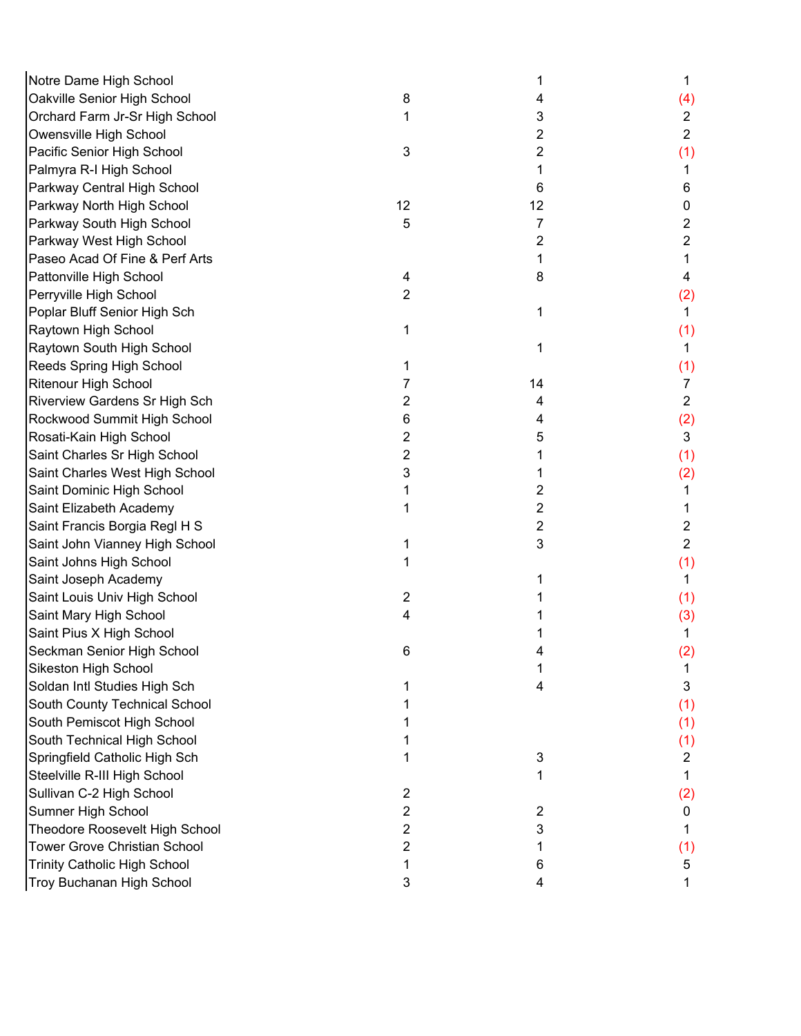| | | | |
|---|---|---|---|
| Notre Dame High School | | 1 | 1 |
| Oakville Senior High School | 8 | 4 | (4) |
| Orchard Farm Jr-Sr High School | 1 | 3 | 2 |
| Owensville High School | | 2 | 2 |
| Pacific Senior High School | 3 | 2 | (1) |
| Palmyra R-I High School | | 1 | 1 |
| Parkway Central High School | | 6 | 6 |
| Parkway North High School | 12 | 12 | 0 |
| Parkway South High School | 5 | 7 | 2 |
| Parkway West High School | | 2 | 2 |
| Paseo Acad Of Fine & Perf Arts | | 1 | 1 |
| Pattonville High School | 4 | 8 | 4 |
| Perryville High School | 2 | | (2) |
| Poplar Bluff Senior High Sch | | 1 | 1 |
| Raytown High School | 1 | | (1) |
| Raytown South High School | | 1 | 1 |
| Reeds Spring High School | 1 | | (1) |
| Ritenour High School | 7 | 14 | 7 |
| Riverview Gardens Sr High Sch | 2 | 4 | 2 |
| Rockwood Summit High School | 6 | 4 | (2) |
| Rosati-Kain High School | 2 | 5 | 3 |
| Saint Charles Sr High School | 2 | 1 | (1) |
| Saint Charles West High School | 3 | 1 | (2) |
| Saint Dominic High School | 1 | 2 | 1 |
| Saint Elizabeth Academy | 1 | 2 | 1 |
| Saint Francis Borgia Regl H S | | 2 | 2 |
| Saint John Vianney High School | 1 | 3 | 2 |
| Saint Johns High School | 1 | | (1) |
| Saint Joseph Academy | | 1 | 1 |
| Saint Louis Univ High School | 2 | 1 | (1) |
| Saint Mary High School | 4 | 1 | (3) |
| Saint Pius X High School | | 1 | 1 |
| Seckman Senior High School | 6 | 4 | (2) |
| Sikeston High School | | 1 | 1 |
| Soldan Intl Studies High Sch | 1 | 4 | 3 |
| South County Technical School | 1 | | (1) |
| South Pemiscot High School | 1 | | (1) |
| South Technical High School | 1 | | (1) |
| Springfield Catholic High Sch | 1 | 3 | 2 |
| Steelville R-III High School | | 1 | 1 |
| Sullivan C-2 High School | 2 | | (2) |
| Sumner High School | 2 | 2 | 0 |
| Theodore Roosevelt High School | 2 | 3 | 1 |
| Tower Grove Christian School | 2 | 1 | (1) |
| Trinity Catholic High School | 1 | 6 | 5 |
| Troy Buchanan High School | 3 | 4 | 1 |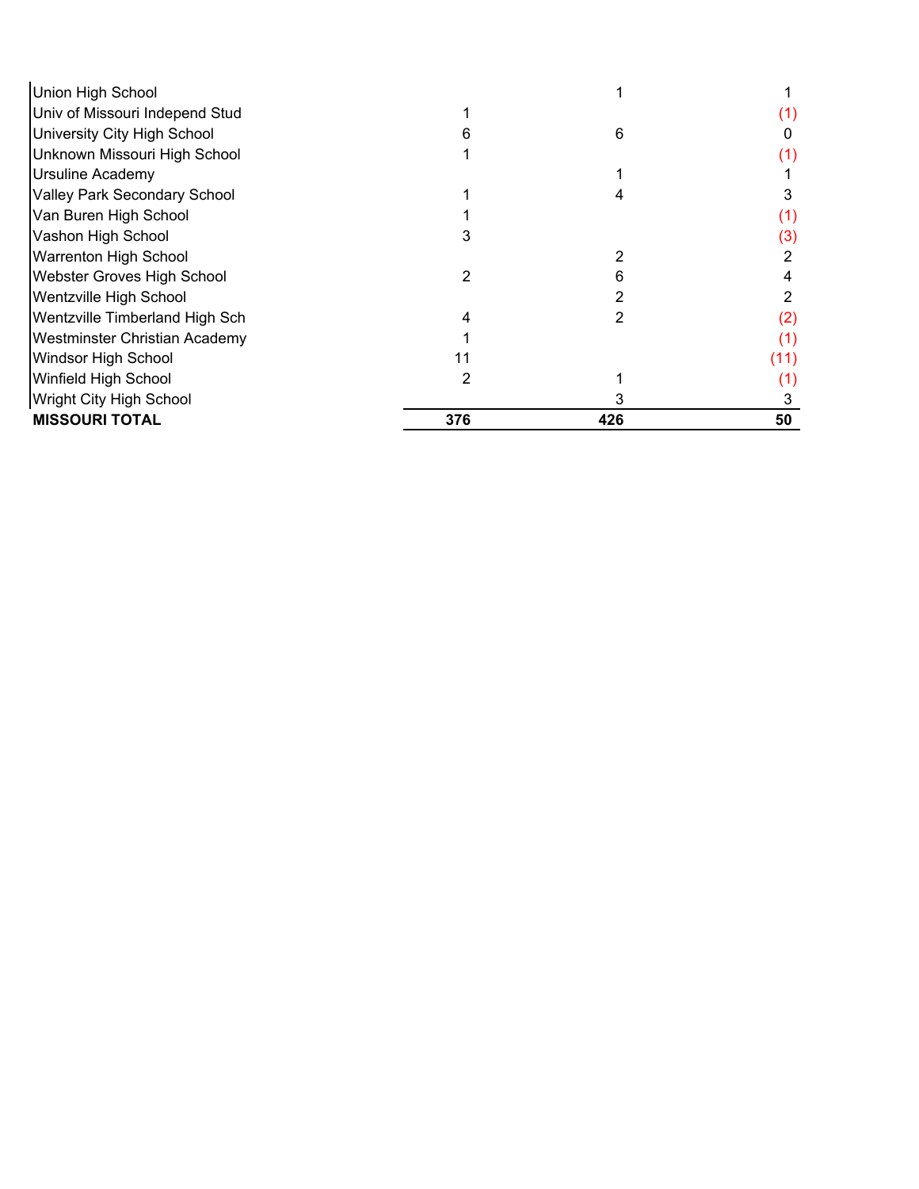| | | | |
|---|---|---|---|
| Union High School | | 1 | 1 |
| Univ of Missouri Independ Stud | 1 | | (1) |
| University City High School | 6 | 6 | 0 |
| Unknown Missouri High School | 1 | | (1) |
| Ursuline Academy | | 1 | 1 |
| Valley Park Secondary School | 1 | 4 | 3 |
| Van Buren High School | 1 | | (1) |
| Vashon High School | 3 | | (3) |
| Warrenton High School | | 2 | 2 |
| Webster Groves High School | 2 | 6 | 4 |
| Wentzville High School | | 2 | 2 |
| Wentzville Timberland High Sch | 4 | 2 | (2) |
| Westminster Christian Academy | 1 | | (1) |
| Windsor High School | 11 | | (11) |
| Winfield High School | 2 | 1 | (1) |
| Wright City High School | | 3 | 3 |
| **MISSOURI TOTAL** | **376** | **426** | **50** |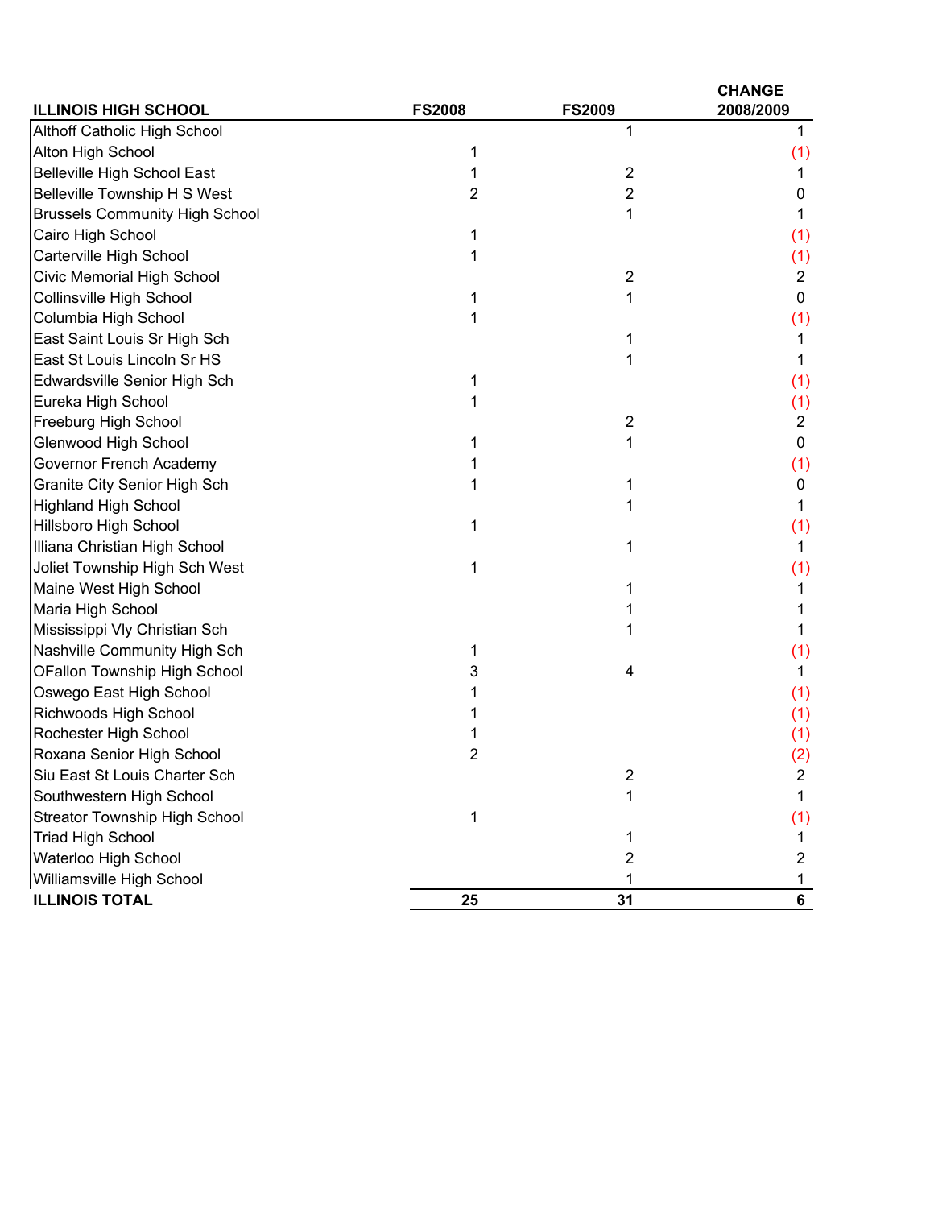| ILLINOIS HIGH SCHOOL | FS2008 | FS2009 | CHANGE 2008/2009 |
|---|---|---|---|
| Althoff Catholic High School | | 1 | 1 |
| Alton High School | 1 | | (1) |
| Belleville High School East | 1 | 2 | 1 |
| Belleville Township H S West | 2 | 2 | 0 |
| Brussels Community High School | | 1 | 1 |
| Cairo High School | 1 | | (1) |
| Carterville High School | 1 | | (1) |
| Civic Memorial High School | | 2 | 2 |
| Collinsville High School | 1 | 1 | 0 |
| Columbia High School | 1 | | (1) |
| East Saint Louis Sr High Sch | | 1 | 1 |
| East St Louis Lincoln Sr HS | | 1 | 1 |
| Edwardsville Senior High Sch | 1 | | (1) |
| Eureka High School | 1 | | (1) |
| Freeburg High School | | 2 | 2 |
| Glenwood High School | 1 | 1 | 0 |
| Governor French Academy | 1 | | (1) |
| Granite City Senior High Sch | 1 | 1 | 0 |
| Highland High School | | 1 | 1 |
| Hillsboro High School | 1 | | (1) |
| Illiana Christian High School | | 1 | 1 |
| Joliet Township High Sch West | 1 | | (1) |
| Maine West High School | | 1 | 1 |
| Maria High School | | 1 | 1 |
| Mississippi Vly Christian Sch | | 1 | 1 |
| Nashville Community High Sch | 1 | | (1) |
| OFallon Township High School | 3 | 4 | 1 |
| Oswego East High School | 1 | | (1) |
| Richwoods High School | 1 | | (1) |
| Rochester High School | 1 | | (1) |
| Roxana Senior High School | 2 | | (2) |
| Siu East St Louis Charter Sch | | 2 | 2 |
| Southwestern High School | | 1 | 1 |
| Streator Township High School | 1 | | (1) |
| Triad High School | | 1 | 1 |
| Waterloo High School | | 2 | 2 |
| Williamsville High School | | 1 | 1 |
| **ILLINOIS TOTAL** | **25** | **31** | **6** |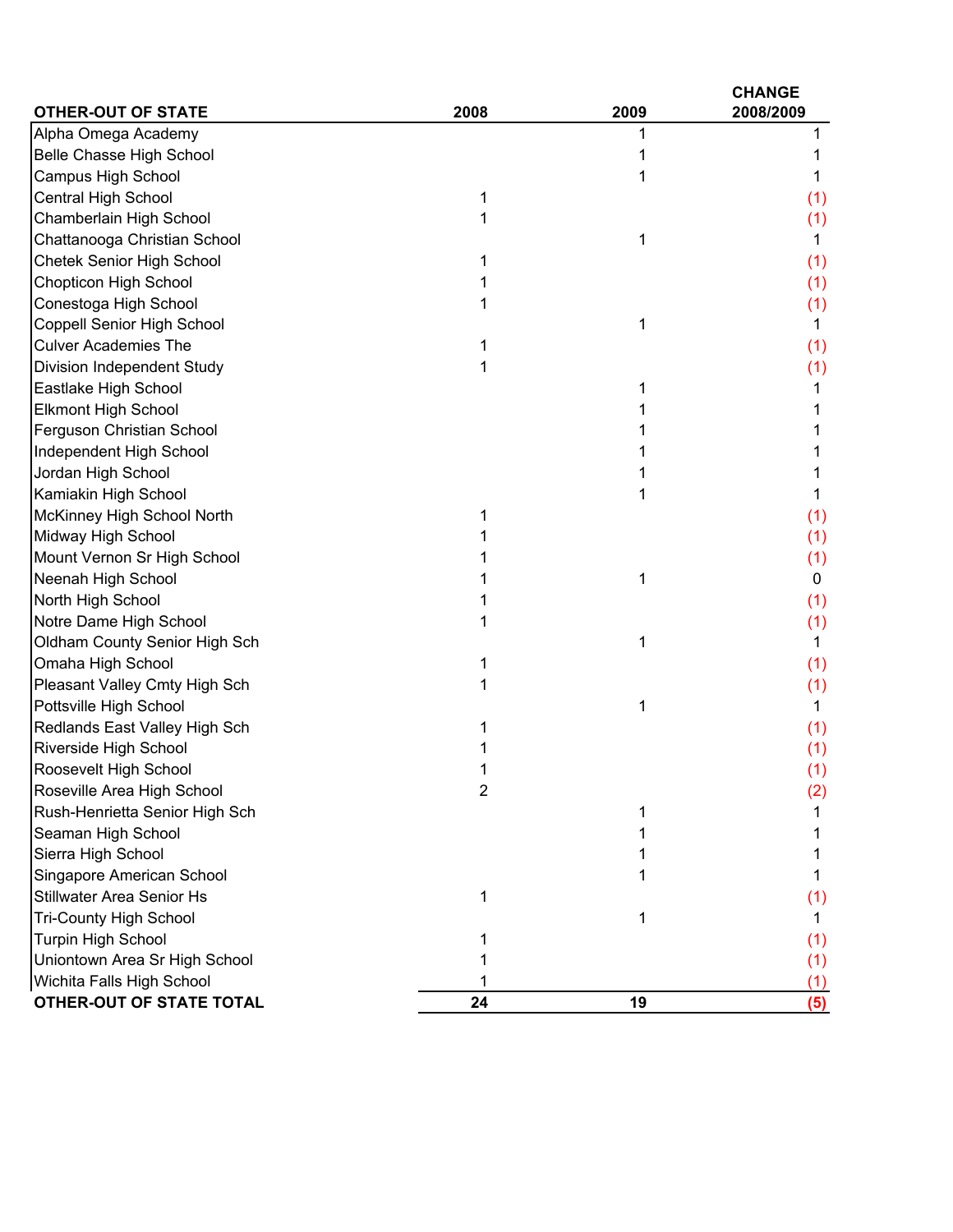| OTHER-OUT OF STATE | 2008 | 2009 | CHANGE 2008/2009 |
|---|---|---|---|
| Alpha Omega Academy | | 1 | 1 |
| Belle Chasse High School | | 1 | 1 |
| Campus High School | | 1 | 1 |
| Central High School | 1 | | (1) |
| Chamberlain High School | 1 | | (1) |
| Chattanooga Christian School | | 1 | 1 |
| Chetek Senior High School | 1 | | (1) |
| Chopticon High School | 1 | | (1) |
| Conestoga High School | 1 | | (1) |
| Coppell Senior High School | | 1 | 1 |
| Culver Academies The | 1 | | (1) |
| Division Independent Study | 1 | | (1) |
| Eastlake High School | | 1 | 1 |
| Elkmont High School | | 1 | 1 |
| Ferguson Christian School | | 1 | 1 |
| Independent High School | | 1 | 1 |
| Jordan High School | | 1 | 1 |
| Kamiakin High School | | 1 | 1 |
| McKinney High School North | 1 | | (1) |
| Midway High School | 1 | | (1) |
| Mount Vernon Sr High School | 1 | | (1) |
| Neenah High School | 1 | 1 | 0 |
| North High School | 1 | | (1) |
| Notre Dame High School | 1 | | (1) |
| Oldham County Senior High Sch | | 1 | 1 |
| Omaha High School | 1 | | (1) |
| Pleasant Valley Cmty High Sch | 1 | | (1) |
| Pottsville High School | | 1 | 1 |
| Redlands East Valley High Sch | 1 | | (1) |
| Riverside High School | 1 | | (1) |
| Roosevelt High School | 1 | | (1) |
| Roseville Area High School | 2 | | (2) |
| Rush-Henrietta Senior High Sch | | 1 | 1 |
| Seaman High School | | 1 | 1 |
| Sierra High School | | 1 | 1 |
| Singapore American School | | 1 | 1 |
| Stillwater Area Senior Hs | 1 | | (1) |
| Tri-County High School | | 1 | 1 |
| Turpin High School | 1 | | (1) |
| Uniontown Area Sr High School | 1 | | (1) |
| Wichita Falls High School | 1 | | (1) |
| **OTHER-OUT OF STATE TOTAL** | **24** | **19** | **(5)** |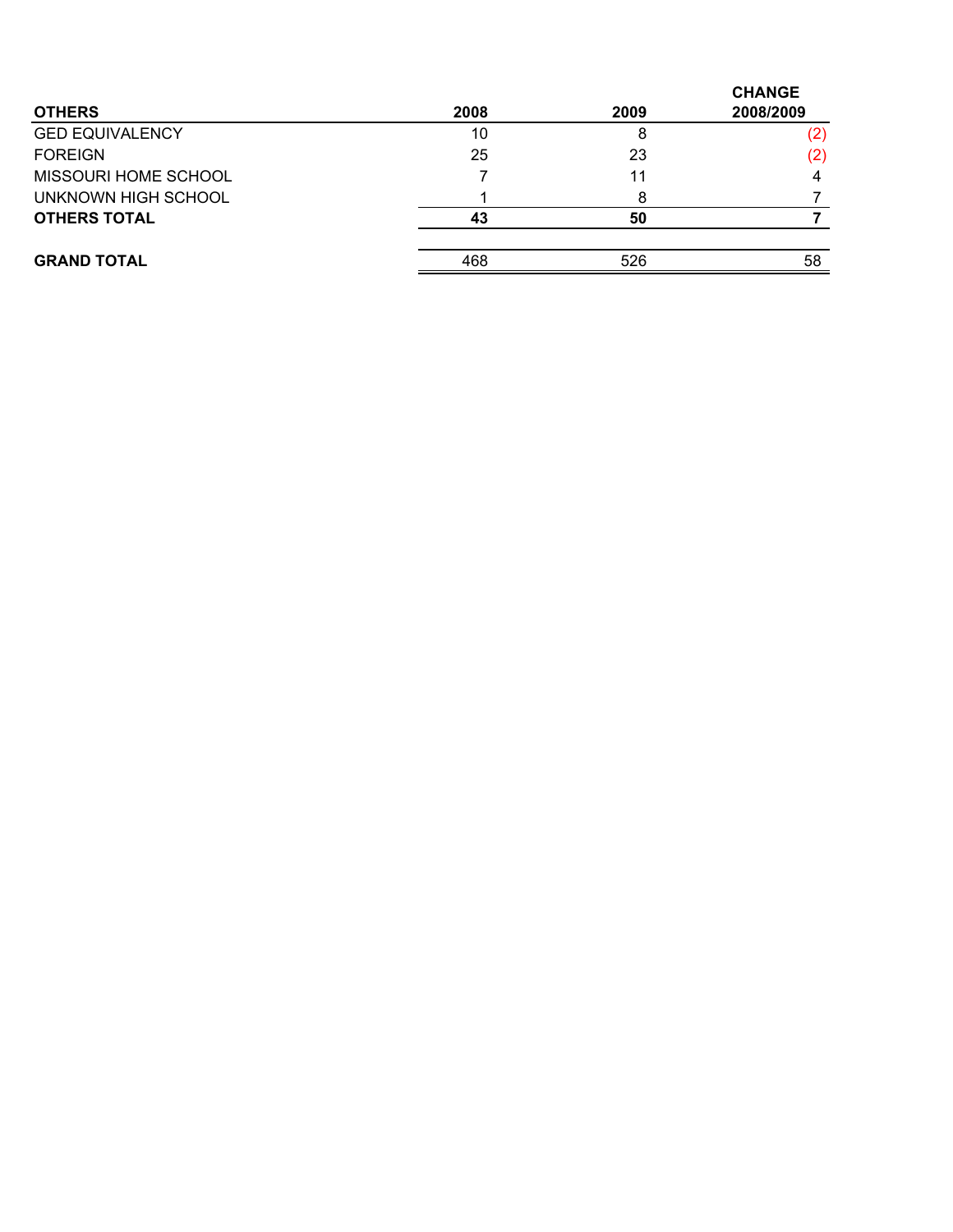| OTHERS | 2008 | 2009 | CHANGE 2008/2009 |
|---|---|---|---|
| GED EQUIVALENCY | 10 | 8 | (2) |
| FOREIGN | 25 | 23 | (2) |
| MISSOURI HOME SCHOOL | 7 | 11 | 4 |
| UNKNOWN HIGH SCHOOL | 1 | 8 | 7 |
| **OTHERS TOTAL** | **43** | **50** | **7** |
| | | | |
| **GRAND TOTAL** | 468 | 526 | 58 |